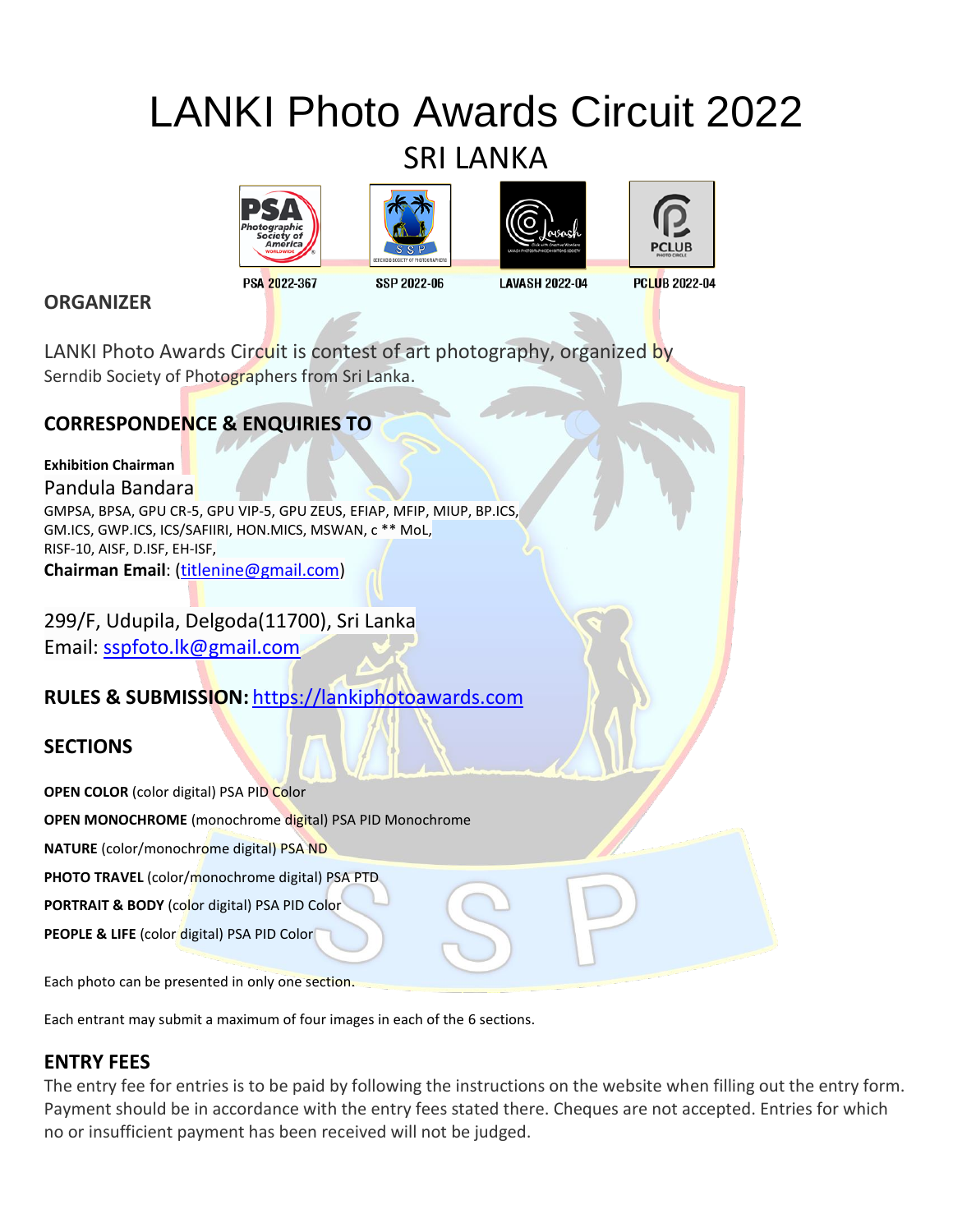# LANKI Photo Awards Circuit 2022

## SRI LANKA

PSA 2022-367 SSP 2022-06 LAVASH 2022-04 PCLUB 2022-04

## ORGANIZER

LANKI Photo Awards Circuit is contest of art photography, organized by Serndib Society of Photographers from Sri Lanka.

## CORRESPONDENCE & ENQUIRIES TO

**Exhibition Chairman**

Pandula Bandara

GMPSA, BPSA, GPU CR-5, GPU VIP-5, GPU ZEUS, EFIAP, MFIP, MIUP, BP.ICS, GM.ICS, GWP.ICS, ICS/SAFIIRI, HON.MICS, MSWAN, c ** MoL, RISF-10, AISF, D.ISF, EH-ISF,

**Chairman Email**: (titlenine@gmail.com)

299/F, Udupila, Delgoda(11700), Sri Lanka

Email: sspfoto.lk@gmail.com

## RULES & SUBMISSION: https://lankiphotoawards.com

## SECTIONS

**OPEN COLOR** (color digital) PSA PID Color

**OPEN MONOCHROME** (monochrome digital) PSA PID Monochrome

**NATURE** (color/monochrome digital) PSA ND

**PHOTO TRAVEL** (color/monochrome digital) PSA PTD

**PORTRAIT & BODY** (color digital) PSA PID Color

**PEOPLE & LIFE** (color digital) PSA PID Color

Each photo can be presented in only one section.

Each entrant may submit a maximum of four images in each of the 6 sections.

## ENTRY FEES

The entry fee for entries is to be paid by following the instructions on the website when filling out the entry form. Payment should be in accordance with the entry fees stated there. Cheques are not accepted. Entries for which no or insufficient payment has been received will not be judged.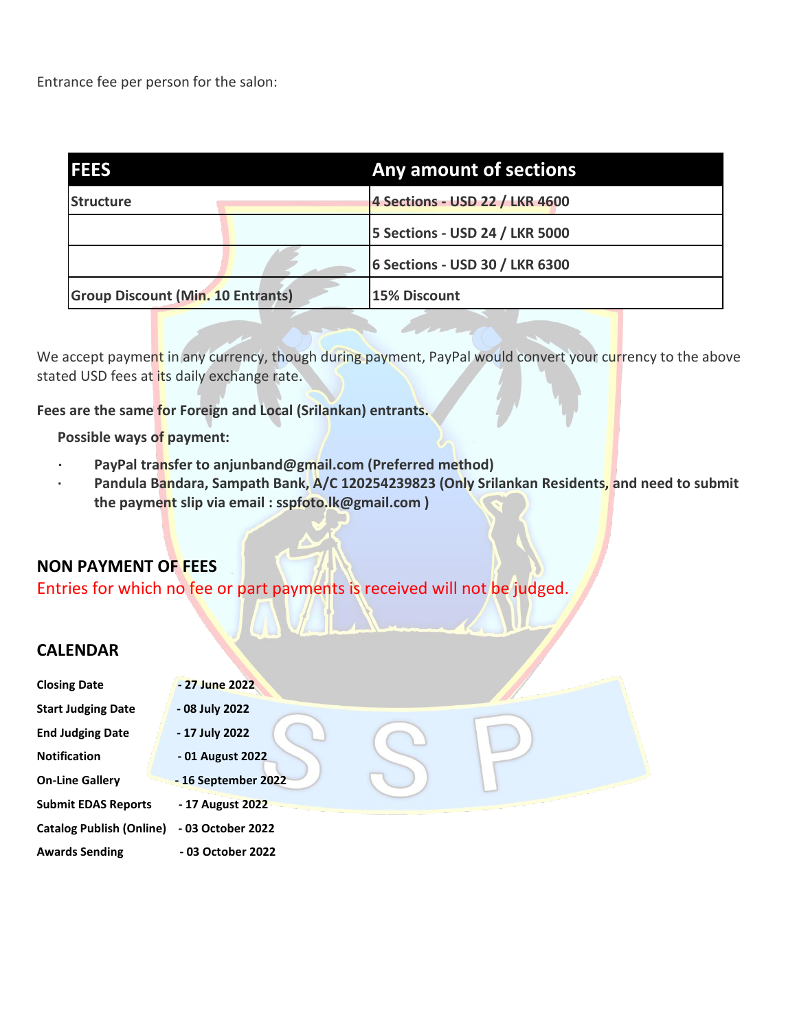Entrance fee per person for the salon:

| FEES | Any amount of sections |
|---|---|
| Structure | 4 Sections - USD 22 / LKR 4600 |
| | 5 Sections - USD 24 / LKR 5000 |
| | 6 Sections - USD 30 / LKR 6300 |
| Group Discount (Min. 10 Entrants) | 15% Discount |

We accept payment in any currency, though during payment, PayPal would convert your currency to the above stated USD fees at its daily exchange rate.

**Fees are the same for Foreign and Local (Srilankan) entrants.**

**Possible ways of payment:**

- **PayPal transfer to anjunband@gmail.com (Preferred method)**
- **Pandula Bandara, Sampath Bank, A/C 120254239823 (Only Srilankan Residents, and need to submit the payment slip via email : sspfoto.lk@gmail.com )**

## NON PAYMENT OF FEES

Entries for which no fee or part payments is received will not be judged.

## CALENDAR

| | |
|---|---|
| **Closing Date** | **- 27 June 2022** |
| **Start Judging Date** | **- 08 July 2022** |
| **End Judging Date** | **- 17 July 2022** |
| **Notification** | **- 01 August 2022** |
| **On-Line Gallery** | **- 16 September 2022** |
| **Submit EDAS Reports** | **- 17 August 2022** |
| **Catalog Publish (Online)** | **- 03 October 2022** |
| **Awards Sending** | **- 03 October 2022** |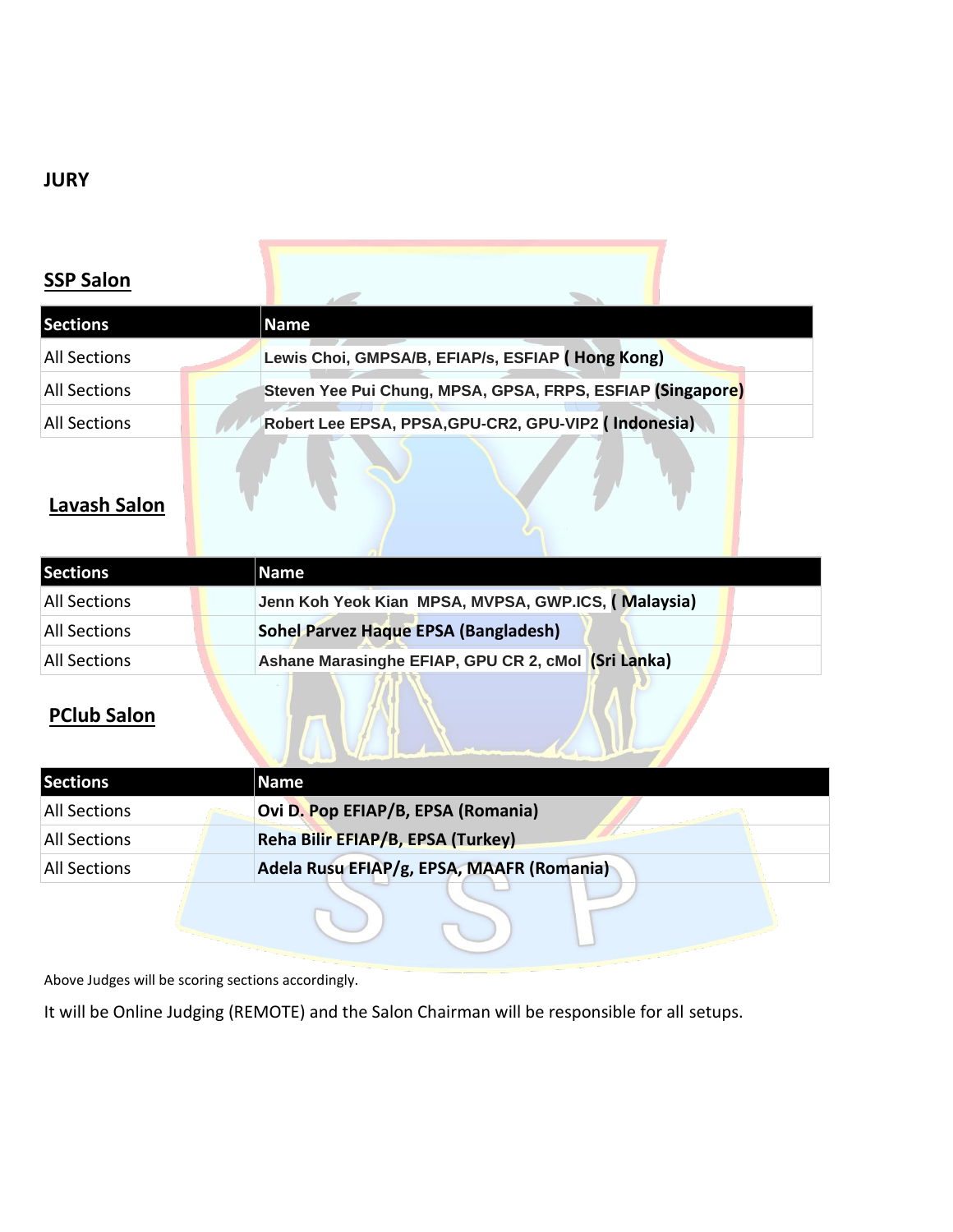# JURY

## SSP Salon

| Sections | Name |
|---|---|
| All Sections | Lewis Choi, GMPSA/B, EFIAP/s, ESFIAP ( Hong Kong) |
| All Sections | Steven Yee Pui Chung, MPSA, GPSA, FRPS, ESFIAP (Singapore) |
| All Sections | Robert Lee EPSA, PPSA,GPU-CR2, GPU-VIP2 ( Indonesia) |

## Lavash Salon

| Sections | Name |
|---|---|
| All Sections | Jenn Koh Yeok Kian MPSA, MVPSA, GWP.ICS, ( Malaysia) |
| All Sections | Sohel Parvez Haque EPSA (Bangladesh) |
| All Sections | Ashane Marasinghe EFIAP, GPU CR 2, cMol (Sri Lanka) |

## PClub Salon

| Sections | Name |
|---|---|
| All Sections | Ovi D. Pop EFIAP/B, EPSA (Romania) |
| All Sections | Reha Bilir EFIAP/B, EPSA (Turkey) |
| All Sections | Adela Rusu EFIAP/g, EPSA, MAAFR (Romania) |

Above Judges will be scoring sections accordingly.

It will be Online Judging (REMOTE) and the Salon Chairman will be responsible for all setups.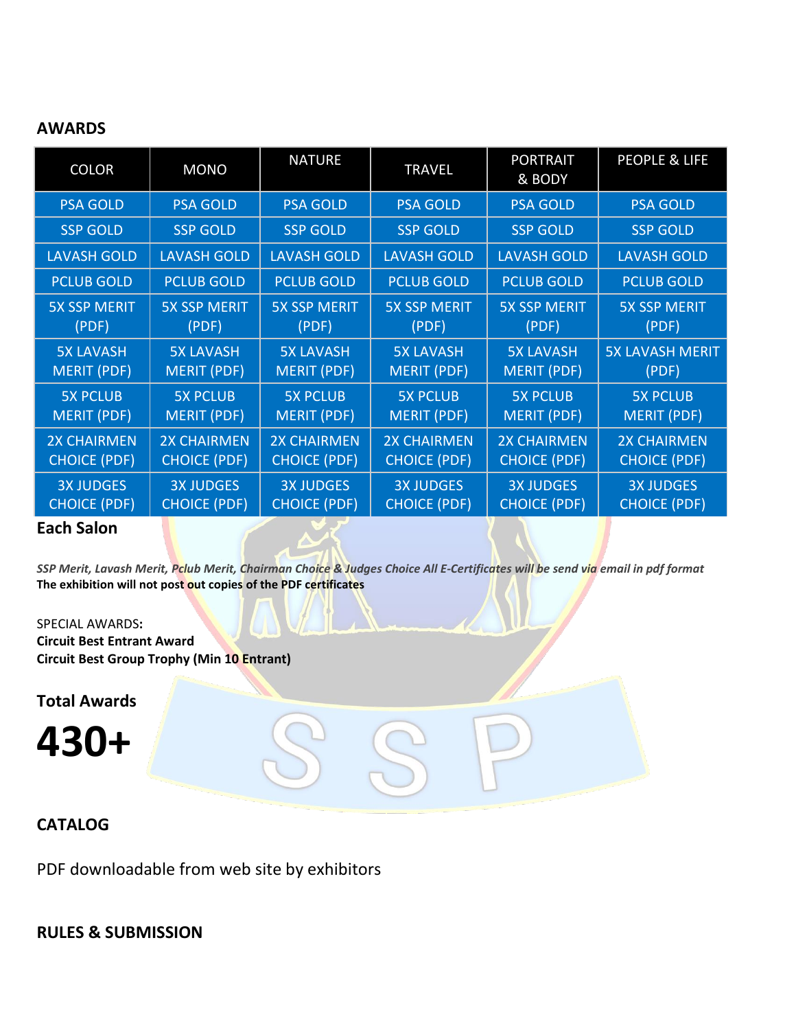## AWARDS

| COLOR | MONO | NATURE | TRAVEL | PORTRAIT & BODY | PEOPLE & LIFE |
|---|---|---|---|---|---|
| PSA GOLD | PSA GOLD | PSA GOLD | PSA GOLD | PSA GOLD | PSA GOLD |
| SSP GOLD | SSP GOLD | SSP GOLD | SSP GOLD | SSP GOLD | SSP GOLD |
| LAVASH GOLD | LAVASH GOLD | LAVASH GOLD | LAVASH GOLD | LAVASH GOLD | LAVASH GOLD |
| PCLUB GOLD | PCLUB GOLD | PCLUB GOLD | PCLUB GOLD | PCLUB GOLD | PCLUB GOLD |
| 5X SSP MERIT (PDF) | 5X SSP MERIT (PDF) | 5X SSP MERIT (PDF) | 5X SSP MERIT (PDF) | 5X SSP MERIT (PDF) | 5X SSP MERIT (PDF) |
| 5X LAVASH MERIT (PDF) | 5X LAVASH MERIT (PDF) | 5X LAVASH MERIT (PDF) | 5X LAVASH MERIT (PDF) | 5X LAVASH MERIT (PDF) | 5X LAVASH MERIT (PDF) |
| 5X PCLUB MERIT (PDF) | 5X PCLUB MERIT (PDF) | 5X PCLUB MERIT (PDF) | 5X PCLUB MERIT (PDF) | 5X PCLUB MERIT (PDF) | 5X PCLUB MERIT (PDF) |
| 2X CHAIRMEN CHOICE (PDF) | 2X CHAIRMEN CHOICE (PDF) | 2X CHAIRMEN CHOICE (PDF) | 2X CHAIRMEN CHOICE (PDF) | 2X CHAIRMEN CHOICE (PDF) | 2X CHAIRMEN CHOICE (PDF) |
| 3X JUDGES CHOICE (PDF) | 3X JUDGES CHOICE (PDF) | 3X JUDGES CHOICE (PDF) | 3X JUDGES CHOICE (PDF) | 3X JUDGES CHOICE (PDF) | 3X JUDGES CHOICE (PDF) |

**Each Salon**

***SSP Merit, Lavash Merit, Pclub Merit, Chairman Choice & Judges Choice All E-Certificates will be send via email in pdf format***
**The exhibition will not post out copies of the PDF certificates**

SPECIAL AWARDS**:**
**Circuit Best Entrant Award**
**Circuit Best Group Trophy (Min 10 Entrant)**

**Total Awards**

# 430+

## CATALOG

PDF downloadable from web site by exhibitors

## RULES & SUBMISSION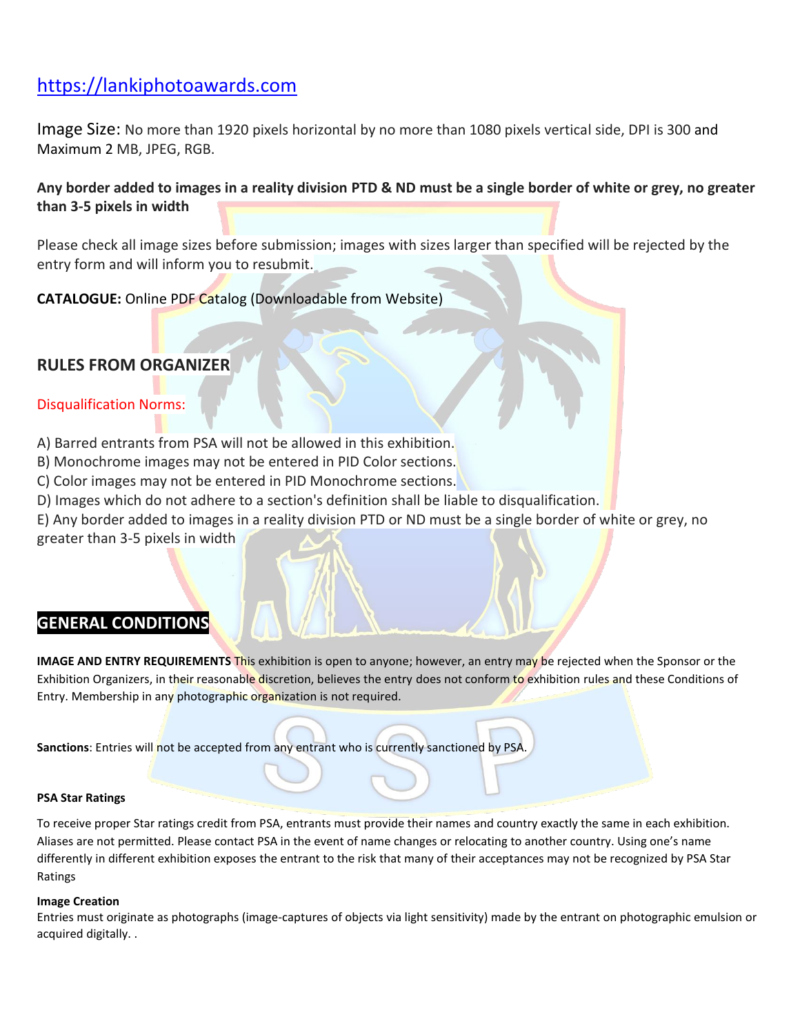https://lankiphotoawards.com

Image Size: No more than 1920 pixels horizontal by no more than 1080 pixels vertical side, DPI is 300 and Maximum 2 MB, JPEG, RGB.

**Any border added to images in a reality division PTD & ND must be a single border of white or grey, no greater than 3-5 pixels in width**

Please check all image sizes before submission; images with sizes larger than specified will be rejected by the entry form and will inform you to resubmit.

**CATALOGUE:** Online PDF Catalog (Downloadable from Website)

## RULES FROM ORGANIZER

Disqualification Norms:

A) Barred entrants from PSA will not be allowed in this exhibition.
B) Monochrome images may not be entered in PID Color sections.
C) Color images may not be entered in PID Monochrome sections.
D) Images which do not adhere to a section's definition shall be liable to disqualification.
E) Any border added to images in a reality division PTD or ND must be a single border of white or grey, no greater than 3-5 pixels in width

## GENERAL CONDITIONS

**IMAGE AND ENTRY REQUIREMENTS** This exhibition is open to anyone; however, an entry may be rejected when the Sponsor or the Exhibition Organizers, in their reasonable discretion, believes the entry does not conform to exhibition rules and these Conditions of Entry. Membership in any photographic organization is not required.

**Sanctions**: Entries will not be accepted from any entrant who is currently sanctioned by PSA.

**PSA Star Ratings**

To receive proper Star ratings credit from PSA, entrants must provide their names and country exactly the same in each exhibition. Aliases are not permitted. Please contact PSA in the event of name changes or relocating to another country. Using one's name differently in different exhibition exposes the entrant to the risk that many of their acceptances may not be recognized by PSA Star Ratings

**Image Creation**

Entries must originate as photographs (image-captures of objects via light sensitivity) made by the entrant on photographic emulsion or acquired digitally. .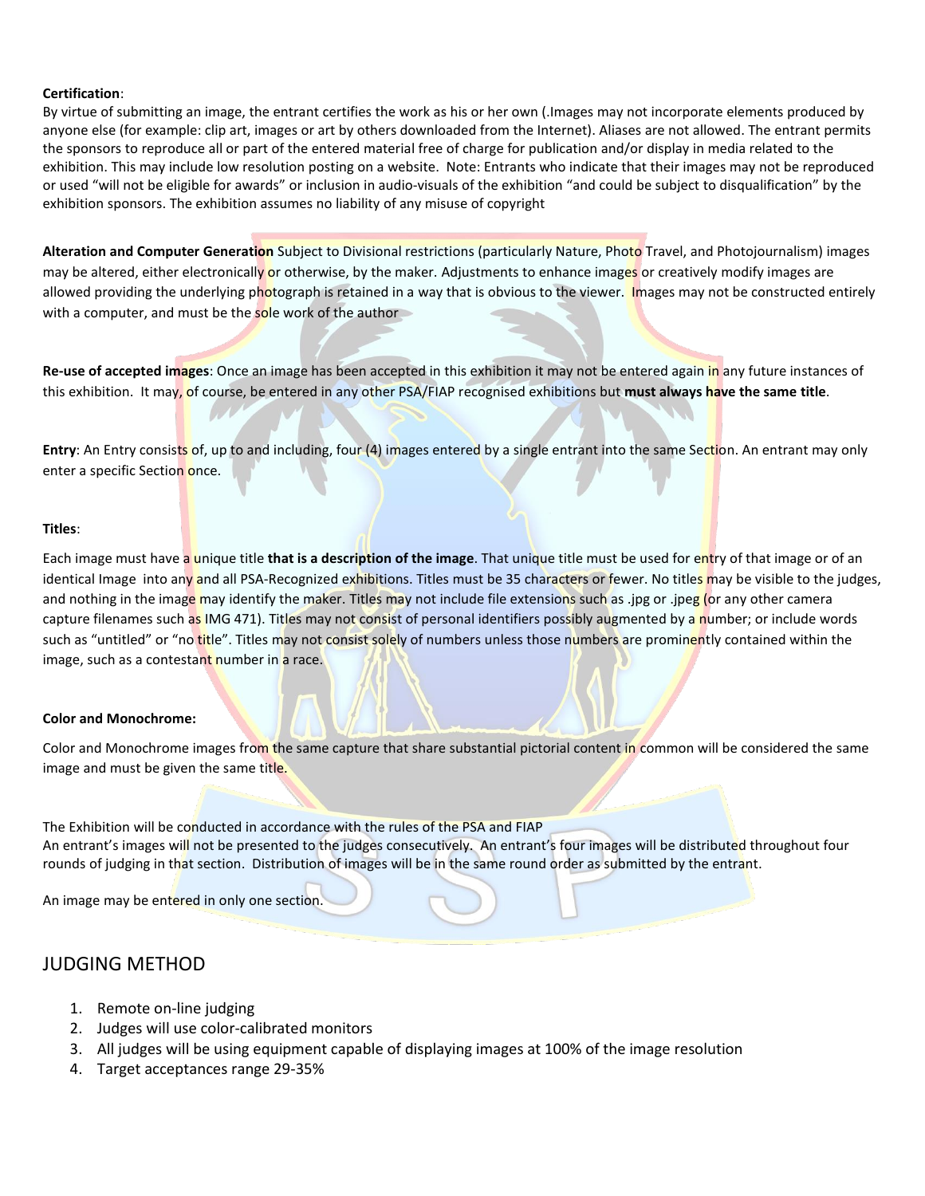**Certification**:
By virtue of submitting an image, the entrant certifies the work as his or her own (.Images may not incorporate elements produced by anyone else (for example: clip art, images or art by others downloaded from the Internet). Aliases are not allowed. The entrant permits the sponsors to reproduce all or part of the entered material free of charge for publication and/or display in media related to the exhibition. This may include low resolution posting on a website. Note: Entrants who indicate that their images may not be reproduced or used "will not be eligible for awards" or inclusion in audio-visuals of the exhibition "and could be subject to disqualification" by the exhibition sponsors. The exhibition assumes no liability of any misuse of copyright

**Alteration and Computer Generation** Subject to Divisional restrictions (particularly Nature, Photo Travel, and Photojournalism) images may be altered, either electronically or otherwise, by the maker. Adjustments to enhance images or creatively modify images are allowed providing the underlying photograph is retained in a way that is obvious to the viewer. Images may not be constructed entirely with a computer, and must be the sole work of the author

**Re-use of accepted images**: Once an image has been accepted in this exhibition it may not be entered again in any future instances of this exhibition. It may, of course, be entered in any other PSA/FIAP recognised exhibitions but **must always have the same title**.

**Entry**: An Entry consists of, up to and including, four (4) images entered by a single entrant into the same Section. An entrant may only enter a specific Section once.

**Titles**:

Each image must have a unique title **that is a description of the image**. That unique title must be used for entry of that image or of an identical Image into any and all PSA-Recognized exhibitions. Titles must be 35 characters or fewer. No titles may be visible to the judges, and nothing in the image may identify the maker. Titles may not include file extensions such as .jpg or .jpeg (or any other camera capture filenames such as IMG 471). Titles may not consist of personal identifiers possibly augmented by a number; or include words such as "untitled" or "no title". Titles may not consist solely of numbers unless those numbers are prominently contained within the image, such as a contestant number in a race.

**Color and Monochrome:**

Color and Monochrome images from the same capture that share substantial pictorial content in common will be considered the same image and must be given the same title.

The Exhibition will be conducted in accordance with the rules of the PSA and FIAP
An entrant's images will not be presented to the judges consecutively. An entrant's four images will be distributed throughout four rounds of judging in that section. Distribution of images will be in the same round order as submitted by the entrant.

An image may be entered in only one section.

## JUDGING METHOD

1. Remote on-line judging
2. Judges will use color-calibrated monitors
3. All judges will be using equipment capable of displaying images at 100% of the image resolution
4. Target acceptances range 29-35%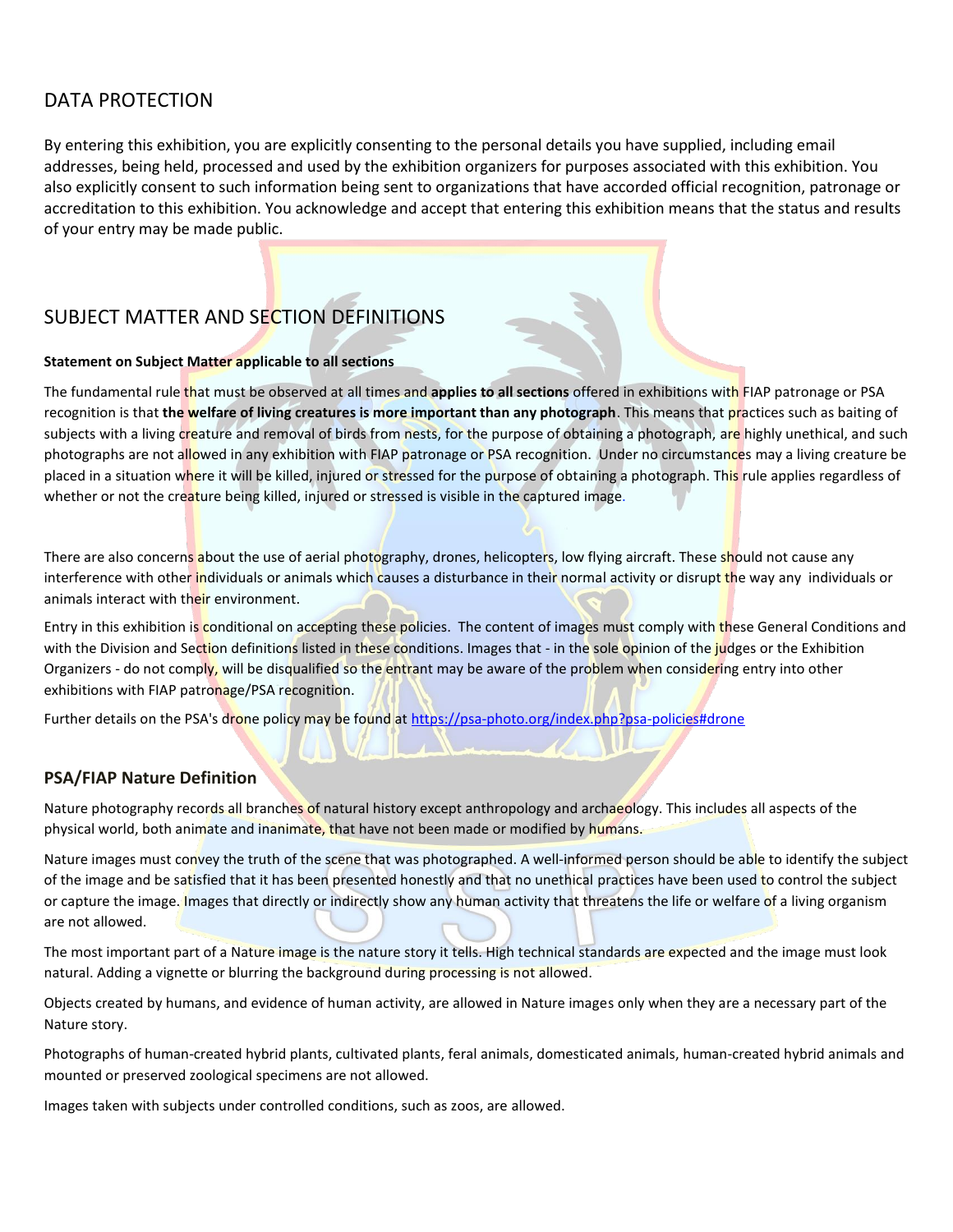## DATA PROTECTION

By entering this exhibition, you are explicitly consenting to the personal details you have supplied, including email addresses, being held, processed and used by the exhibition organizers for purposes associated with this exhibition. You also explicitly consent to such information being sent to organizations that have accorded official recognition, patronage or accreditation to this exhibition. You acknowledge and accept that entering this exhibition means that the status and results of your entry may be made public.

## SUBJECT MATTER AND SECTION DEFINITIONS

**Statement on Subject Matter applicable to all sections**

The fundamental rule that must be observed at all times and **applies to all sections** offered in exhibitions with FIAP patronage or PSA recognition is that **the welfare of living creatures is more important than any photograph**. This means that practices such as baiting of subjects with a living creature and removal of birds from nests, for the purpose of obtaining a photograph, are highly unethical, and such photographs are not allowed in any exhibition with FIAP patronage or PSA recognition. Under no circumstances may a living creature be placed in a situation where it will be killed, injured or stressed for the purpose of obtaining a photograph. This rule applies regardless of whether or not the creature being killed, injured or stressed is visible in the captured image.

There are also concerns about the use of aerial photography, drones, helicopters, low flying aircraft. These should not cause any interference with other individuals or animals which causes a disturbance in their normal activity or disrupt the way any individuals or animals interact with their environment.

Entry in this exhibition is conditional on accepting these policies. The content of images must comply with these General Conditions and with the Division and Section definitions listed in these conditions. Images that - in the sole opinion of the judges or the Exhibition Organizers - do not comply, will be disqualified so the entrant may be aware of the problem when considering entry into other exhibitions with FIAP patronage/PSA recognition.

Further details on the PSA's drone policy may be found at https://psa-photo.org/index.php?psa-policies#drone

### PSA/FIAP Nature Definition

Nature photography records all branches of natural history except anthropology and archaeology. This includes all aspects of the physical world, both animate and inanimate, that have not been made or modified by humans.

Nature images must convey the truth of the scene that was photographed. A well-informed person should be able to identify the subject of the image and be satisfied that it has been presented honestly and that no unethical practices have been used to control the subject or capture the image. Images that directly or indirectly show any human activity that threatens the life or welfare of a living organism are not allowed.

The most important part of a Nature image is the nature story it tells. High technical standards are expected and the image must look natural. Adding a vignette or blurring the background during processing is not allowed.

Objects created by humans, and evidence of human activity, are allowed in Nature images only when they are a necessary part of the Nature story.

Photographs of human-created hybrid plants, cultivated plants, feral animals, domesticated animals, human-created hybrid animals and mounted or preserved zoological specimens are not allowed.

Images taken with subjects under controlled conditions, such as zoos, are allowed.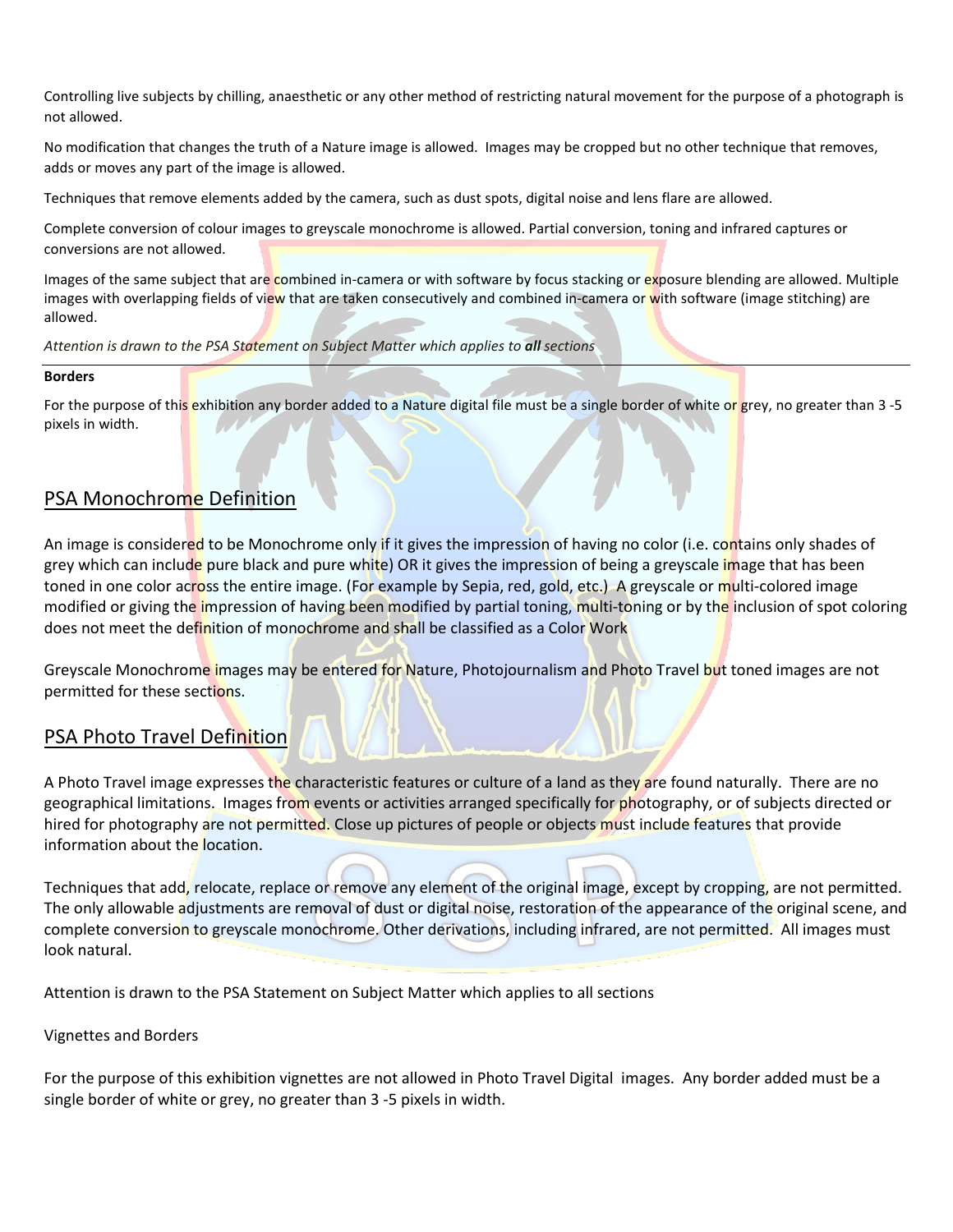Controlling live subjects by chilling, anaesthetic or any other method of restricting natural movement for the purpose of a photograph is not allowed.

No modification that changes the truth of a Nature image is allowed. Images may be cropped but no other technique that removes, adds or moves any part of the image is allowed.

Techniques that remove elements added by the camera, such as dust spots, digital noise and lens flare are allowed.

Complete conversion of colour images to greyscale monochrome is allowed. Partial conversion, toning and infrared captures or conversions are not allowed.

Images of the same subject that are combined in-camera or with software by focus stacking or exposure blending are allowed. Multiple images with overlapping fields of view that are taken consecutively and combined in-camera or with software (image stitching) are allowed.

*Attention is drawn to the PSA Statement on Subject Matter which applies to **all** sections*

---

**Borders**

For the purpose of this exhibition any border added to a Nature digital file must be a single border of white or grey, no greater than 3 -5 pixels in width.

## PSA Monochrome Definition

An image is considered to be Monochrome only if it gives the impression of having no color (i.e. contains only shades of grey which can include pure black and pure white) OR it gives the impression of being a greyscale image that has been toned in one color across the entire image. (For example by Sepia, red, gold, etc.) A greyscale or multi-colored image modified or giving the impression of having been modified by partial toning, multi-toning or by the inclusion of spot coloring does not meet the definition of monochrome and shall be classified as a Color Work

Greyscale Monochrome images may be entered for Nature, Photojournalism and Photo Travel but toned images are not permitted for these sections.

## PSA Photo Travel Definition

A Photo Travel image expresses the characteristic features or culture of a land as they are found naturally. There are no geographical limitations. Images from events or activities arranged specifically for photography, or of subjects directed or hired for photography are not permitted. Close up pictures of people or objects must include features that provide information about the location.

Techniques that add, relocate, replace or remove any element of the original image, except by cropping, are not permitted. The only allowable adjustments are removal of dust or digital noise, restoration of the appearance of the original scene, and complete conversion to greyscale monochrome. Other derivations, including infrared, are not permitted. All images must look natural.

Attention is drawn to the PSA Statement on Subject Matter which applies to all sections

Vignettes and Borders

For the purpose of this exhibition vignettes are not allowed in Photo Travel Digital images. Any border added must be a single border of white or grey, no greater than 3 -5 pixels in width.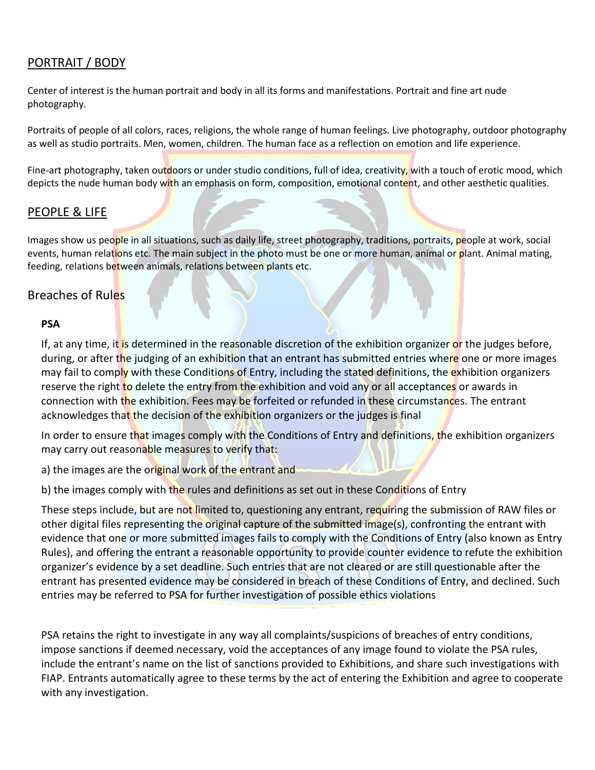## PORTRAIT / BODY

Center of interest is the human portrait and body in all its forms and manifestations. Portrait and fine art nude photography.

Portraits of people of all colors, races, religions, the whole range of human feelings. Live photography, outdoor photography as well as studio portraits. Men, women, children. The human face as a reflection on emotion and life experience.

Fine-art photography, taken outdoors or under studio conditions, full of idea, creativity, with a touch of erotic mood, which depicts the nude human body with an emphasis on form, composition, emotional content, and other aesthetic qualities.

## PEOPLE & LIFE

Images show us people in all situations, such as daily life, street photography, traditions, portraits, people at work, social events, human relations etc. The main subject in the photo must be one or more human, animal or plant. Animal mating, feeding, relations between animals, relations between plants etc.

## Breaches of Rules

**PSA**

If, at any time, it is determined in the reasonable discretion of the exhibition organizer or the judges before, during, or after the judging of an exhibition that an entrant has submitted entries where one or more images may fail to comply with these Conditions of Entry, including the stated definitions, the exhibition organizers reserve the right to delete the entry from the exhibition and void any or all acceptances or awards in connection with the exhibition. Fees may be forfeited or refunded in these circumstances. The entrant acknowledges that the decision of the exhibition organizers or the judges is final

In order to ensure that images comply with the Conditions of Entry and definitions, the exhibition organizers may carry out reasonable measures to verify that:

a) the images are the original work of the entrant and

b) the images comply with the rules and definitions as set out in these Conditions of Entry

These steps include, but are not limited to, questioning any entrant, requiring the submission of RAW files or other digital files representing the original capture of the submitted image(s), confronting the entrant with evidence that one or more submitted images fails to comply with the Conditions of Entry (also known as Entry Rules), and offering the entrant a reasonable opportunity to provide counter evidence to refute the exhibition organizer's evidence by a set deadline. Such entries that are not cleared or are still questionable after the entrant has presented evidence may be considered in breach of these Conditions of Entry, and declined. Such entries may be referred to PSA for further investigation of possible ethics violations

PSA retains the right to investigate in any way all complaints/suspicions of breaches of entry conditions, impose sanctions if deemed necessary, void the acceptances of any image found to violate the PSA rules, include the entrant's name on the list of sanctions provided to Exhibitions, and share such investigations with FIAP. Entrants automatically agree to these terms by the act of entering the Exhibition and agree to cooperate with any investigation.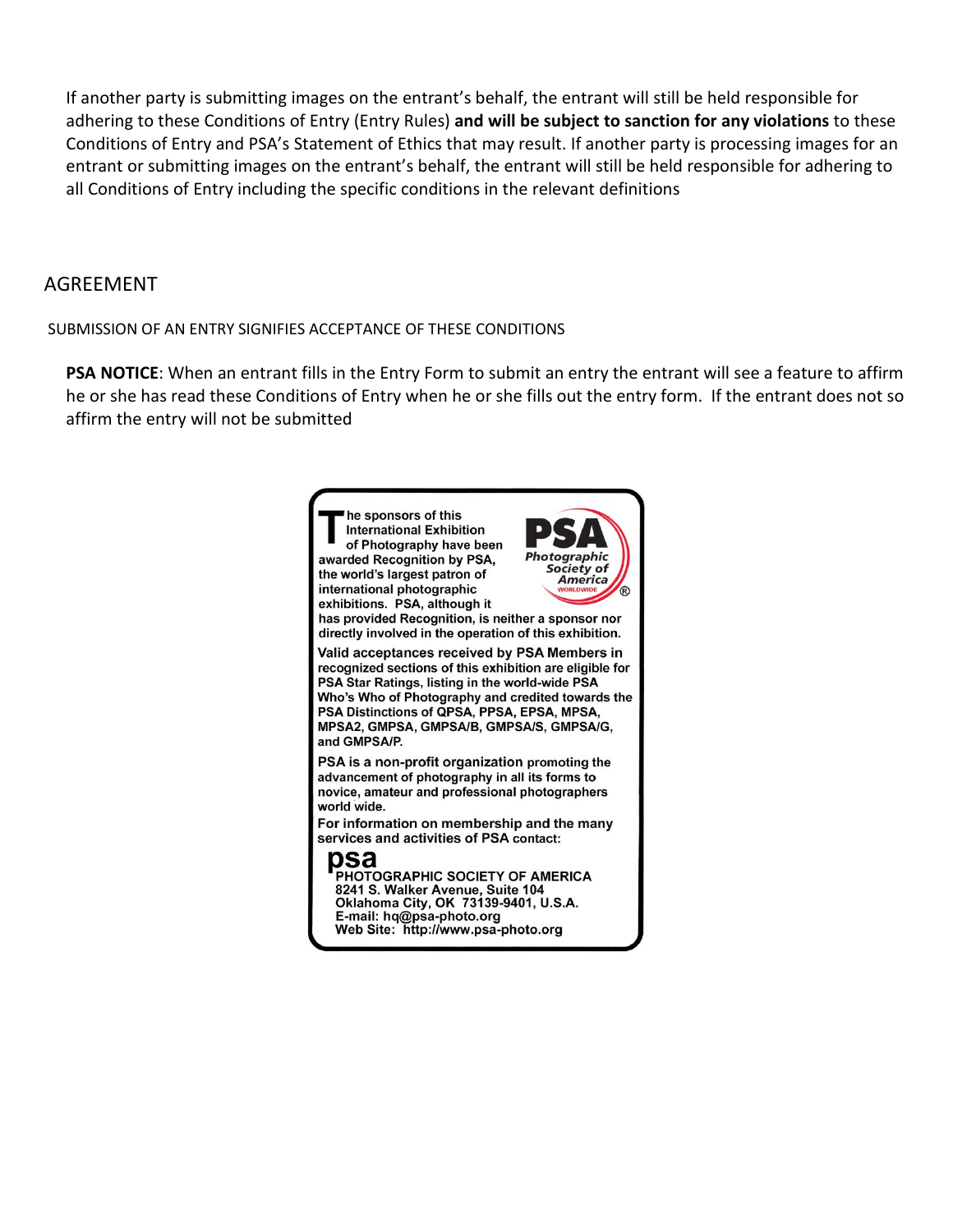If another party is submitting images on the entrant's behalf, the entrant will still be held responsible for adhering to these Conditions of Entry (Entry Rules) **and will be subject to sanction for any violations** to these Conditions of Entry and PSA's Statement of Ethics that may result. If another party is processing images for an entrant or submitting images on the entrant's behalf, the entrant will still be held responsible for adhering to all Conditions of Entry including the specific conditions in the relevant definitions

## AGREEMENT

SUBMISSION OF AN ENTRY SIGNIFIES ACCEPTANCE OF THESE CONDITIONS

**PSA NOTICE**: When an entrant fills in the Entry Form to submit an entry the entrant will see a feature to affirm he or she has read these Conditions of Entry when he or she fills out the entry form. If the entrant does not so affirm the entry will not be submitted

**The sponsors of this International Exhibition of Photography have been awarded Recognition by PSA, the world's largest patron of international photographic exhibitions. PSA, although it has provided Recognition, is neither a sponsor nor directly involved in the operation of this exhibition.**

**Valid acceptances received by PSA Members in recognized sections of this exhibition are eligible for PSA Star Ratings, listing in the world-wide PSA Who's Who of Photography and credited towards the PSA Distinctions of QPSA, PPSA, EPSA, MPSA, MPSA2, GMPSA, GMPSA/B, GMPSA/S, GMPSA/G, and GMPSA/P.**

**PSA is a non-profit organization promoting the advancement of photography in all its forms to novice, amateur and professional photographers world wide.**

**For information on membership and the many services and activities of PSA contact:**

**psa**
**PHOTOGRAPHIC SOCIETY OF AMERICA**
**8241 S. Walker Avenue, Suite 104**
**Oklahoma City, OK 73139-9401, U.S.A.**
**E-mail: hq@psa-photo.org**
**Web Site: http://www.psa-photo.org**